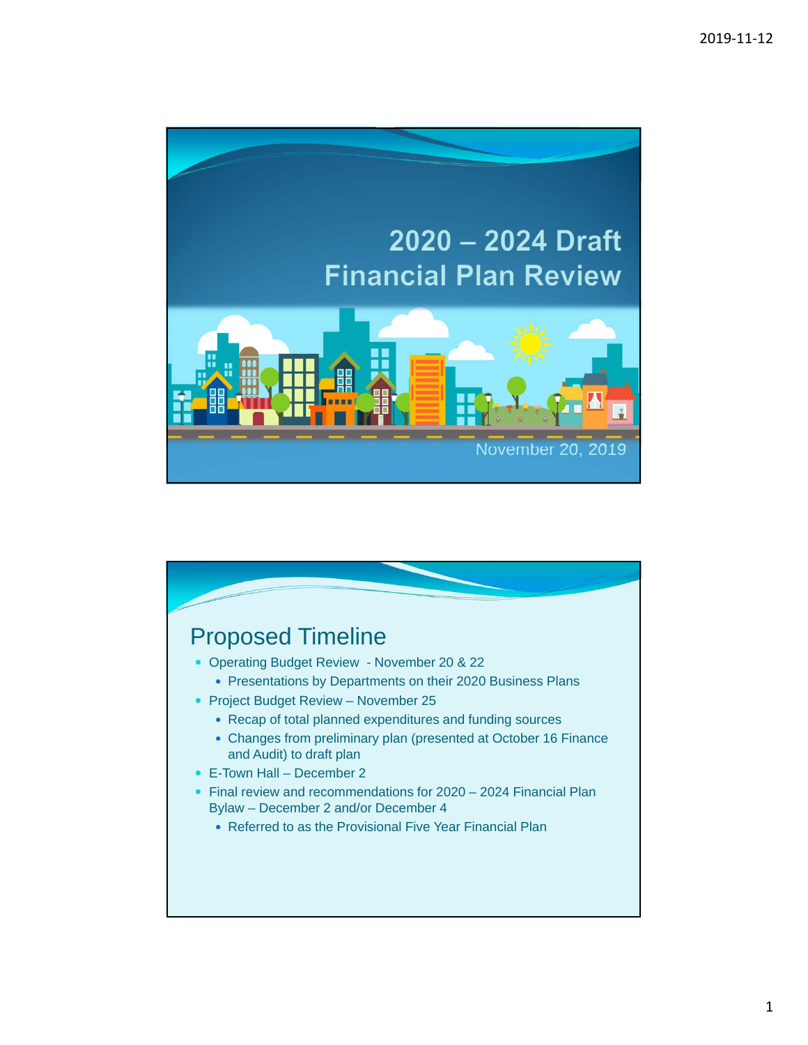# 2020 – 2024 Draft Financial Plan Review

November 20, 2019

## Proposed Timeline

- Operating Budget Review - November 20 & 22
  - Presentations by Departments on their 2020 Business Plans
- Project Budget Review – November 25
  - Recap of total planned expenditures and funding sources
  - Changes from preliminary plan (presented at October 16 Finance and Audit) to draft plan
- E-Town Hall – December 2
- Final review and recommendations for 2020 – 2024 Financial Plan Bylaw – December 2 and/or December 4
  - Referred to as the Provisional Five Year Financial Plan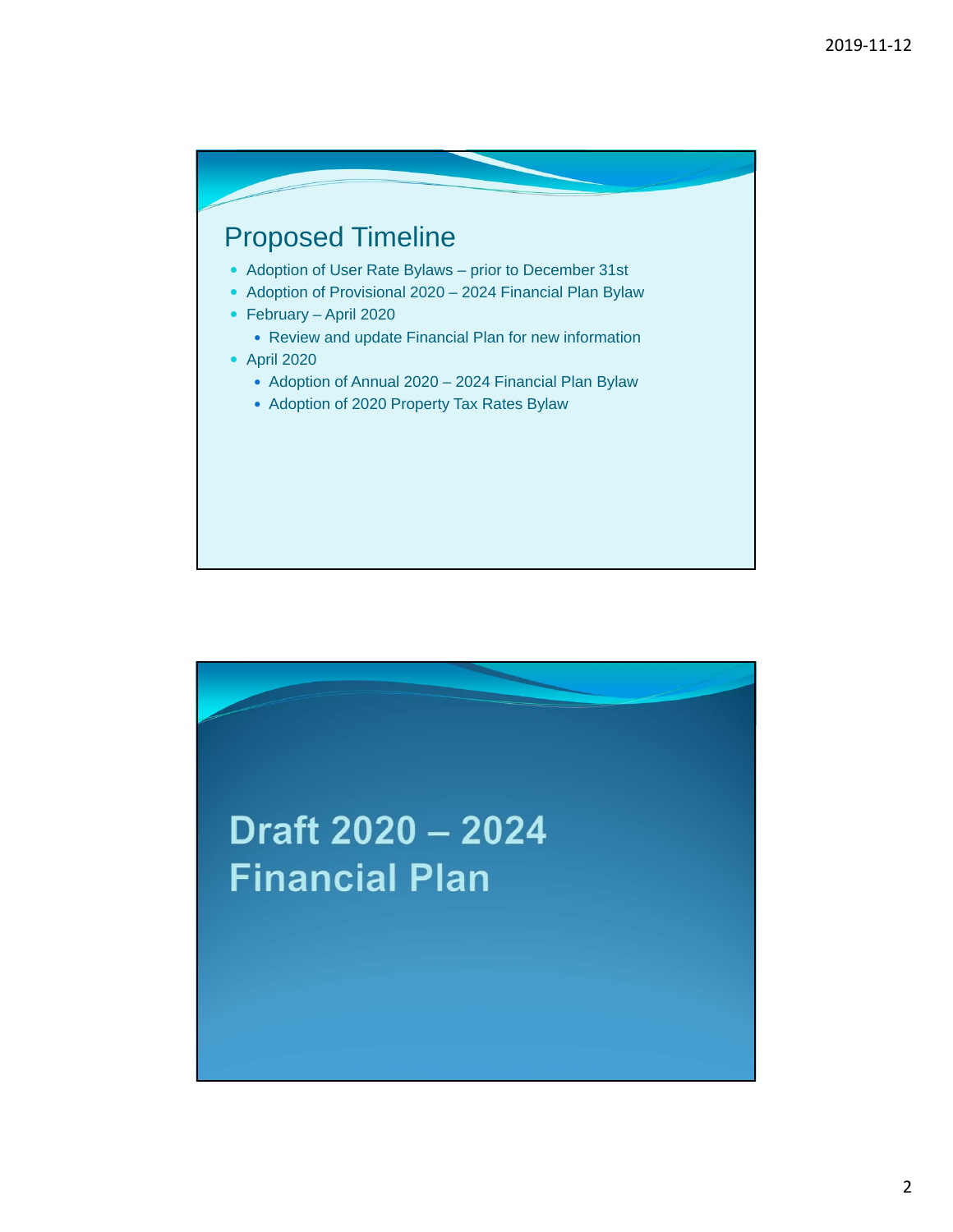## Proposed Timeline

- Adoption of User Rate Bylaws – prior to December 31st
- Adoption of Provisional 2020 – 2024 Financial Plan Bylaw
- February – April 2020
  - Review and update Financial Plan for new information
- April 2020
  - Adoption of Annual 2020 – 2024 Financial Plan Bylaw
  - Adoption of 2020 Property Tax Rates Bylaw

# Draft 2020 – 2024 Financial Plan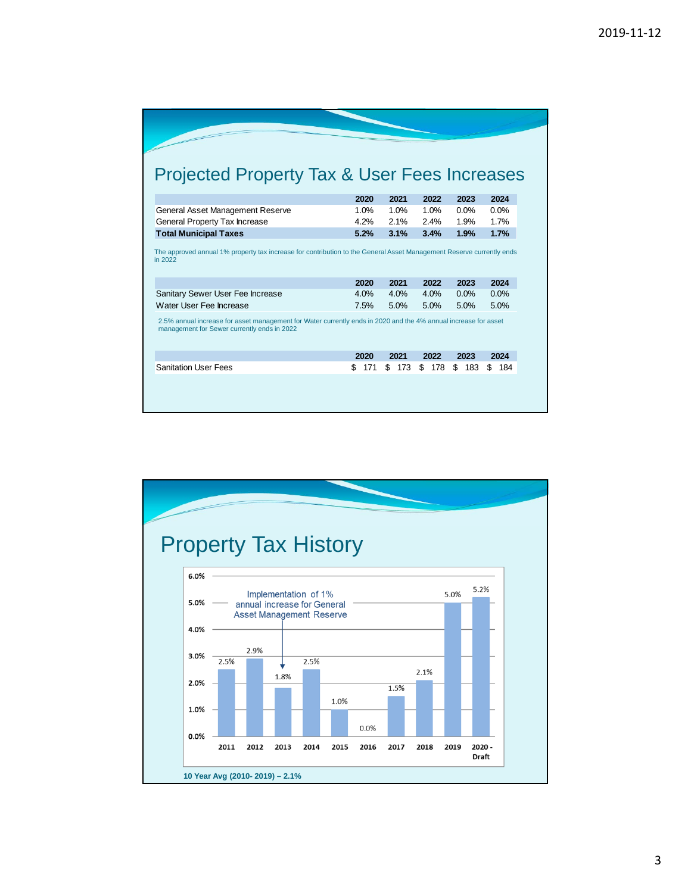## Projected Property Tax & User Fees Increases

| | 2020 | 2021 | 2022 | 2023 | 2024 |
|---|---|---|---|---|---|
| General Asset Management Reserve | 1.0% | 1.0% | 1.0% | 0.0% | 0.0% |
| General Property Tax Increase | 4.2% | 2.1% | 2.4% | 1.9% | 1.7% |
| **Total Municipal Taxes** | **5.2%** | **3.1%** | **3.4%** | **1.9%** | **1.7%** |

The approved annual 1% property tax increase for contribution to the General Asset Management Reserve currently ends in 2022

| | 2020 | 2021 | 2022 | 2023 | 2024 |
|---|---|---|---|---|---|
| Sanitary Sewer User Fee Increase | 4.0% | 4.0% | 4.0% | 0.0% | 0.0% |
| Water User Fee Increase | 7.5% | 5.0% | 5.0% | 5.0% | 5.0% |

2.5% annual increase for asset management for Water currently ends in 2020 and the 4% annual increase for asset management for Sewer currently ends in 2022

| | 2020 | 2021 | 2022 | 2023 | 2024 |
|---|---|---|---|---|---|
| Sanitation User Fees | $ 171 | $ 173 | $ 178 | $ 183 | $ 184 |

## Property Tax History

| Year | Increase |
|---|---|
| 2011 | 2.5% |
| 2012 | 2.9% |
| 2013 | 1.8% |
| 2014 | 2.5% |
| 2015 | 1.0% |
| 2016 | 0.0% |
| 2017 | 1.5% |
| 2018 | 2.1% |
| 2019 | 5.0% |
| 2020 - Draft | 5.2% |

Implementation of 1% annual increase for General Asset Management Reserve (2013)

**10 Year Avg (2010- 2019) – 2.1%**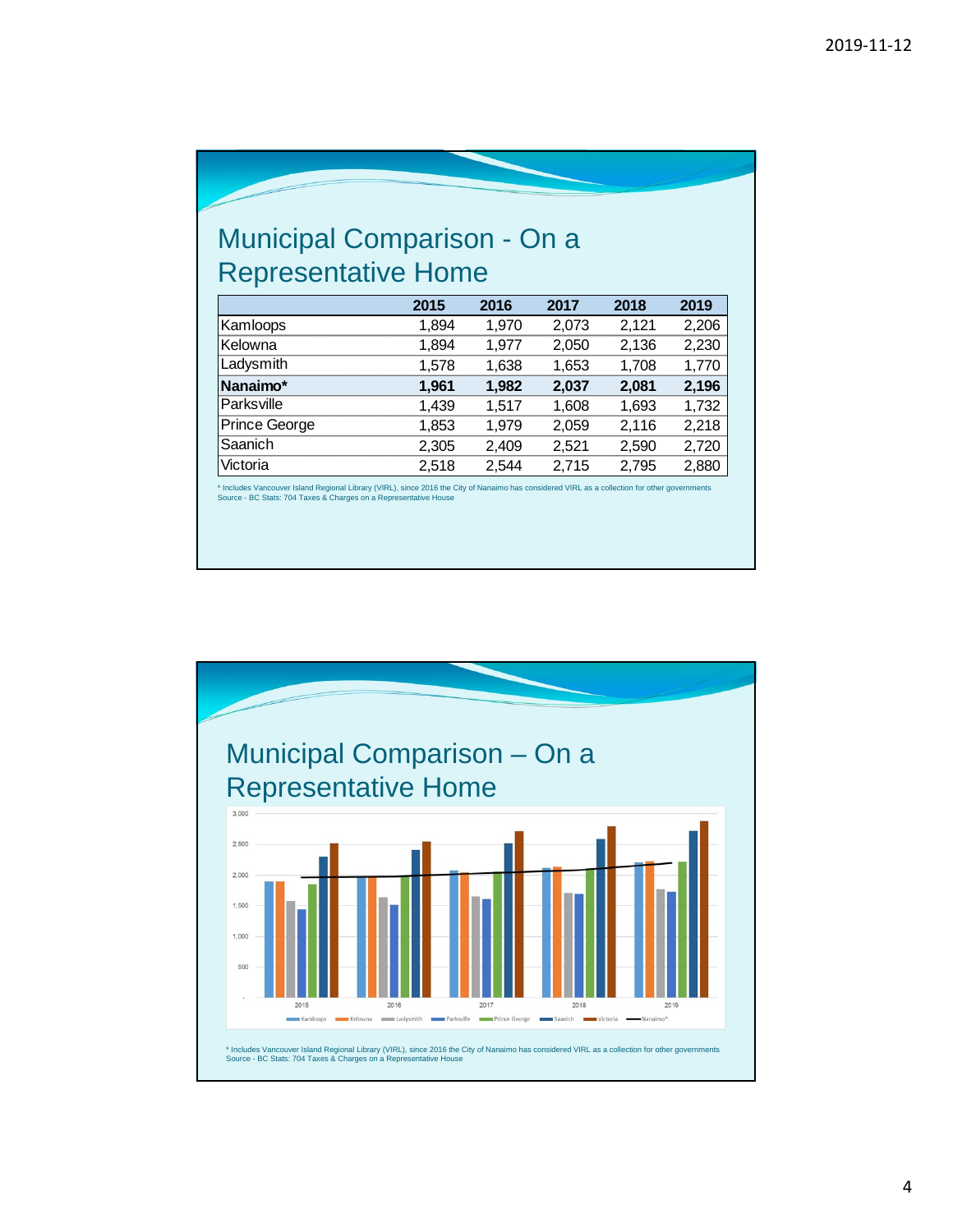## Municipal Comparison - On a Representative Home

| | 2015 | 2016 | 2017 | 2018 | 2019 |
|---|---|---|---|---|---|
| Kamloops | 1,894 | 1,970 | 2,073 | 2,121 | 2,206 |
| Kelowna | 1,894 | 1,977 | 2,050 | 2,136 | 2,230 |
| Ladysmith | 1,578 | 1,638 | 1,653 | 1,708 | 1,770 |
| **Nanaimo*** | **1,961** | **1,982** | **2,037** | **2,081** | **2,196** |
| Parksville | 1,439 | 1,517 | 1,608 | 1,693 | 1,732 |
| Prince George | 1,853 | 1,979 | 2,059 | 2,116 | 2,218 |
| Saanich | 2,305 | 2,409 | 2,521 | 2,590 | 2,720 |
| Victoria | 2,518 | 2,544 | 2,715 | 2,795 | 2,880 |

* Includes Vancouver Island Regional Library (VIRL), since 2016 the City of Nanaimo has considered VIRL as a collection for other governments
Source - BC Stats: 704 Taxes & Charges on a Representative House

## Municipal Comparison – On a Representative Home

* Includes Vancouver Island Regional Library (VIRL), since 2016 the City of Nanaimo has considered VIRL as a collection for other governments
Source - BC Stats: 704 Taxes & Charges on a Representative House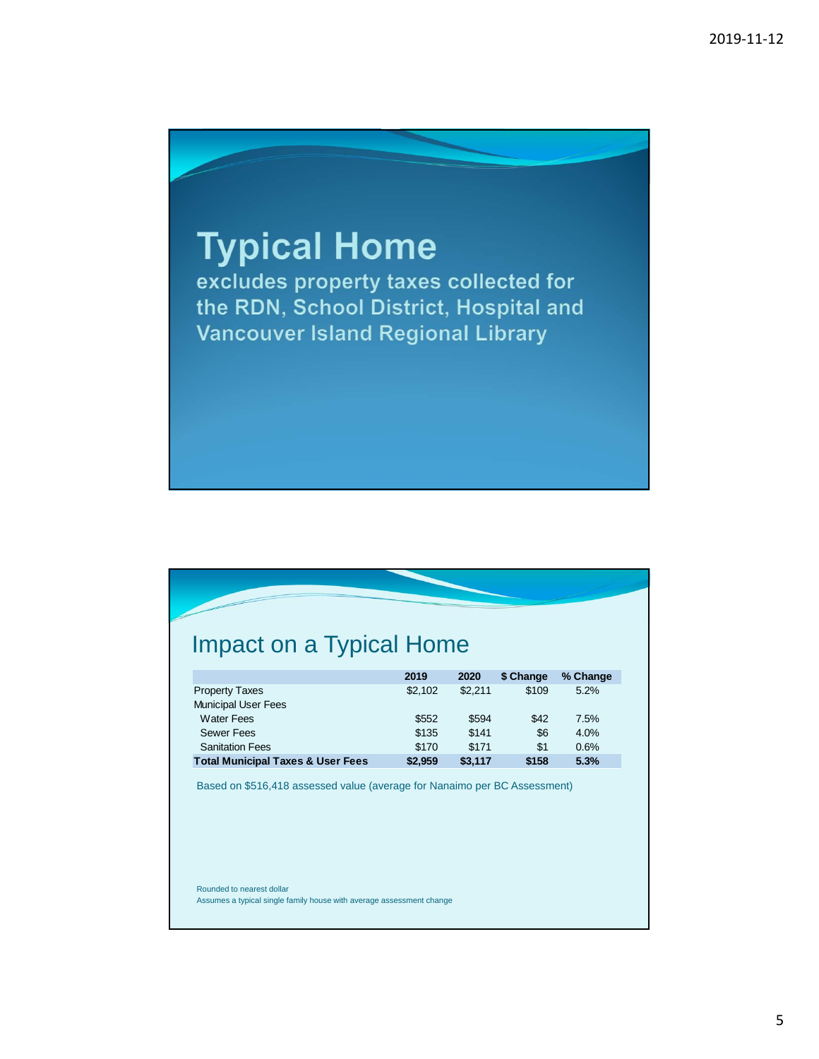# Typical Home

**excludes property taxes collected for the RDN, School District, Hospital and Vancouver Island Regional Library**

## Impact on a Typical Home

| | 2019 | 2020 | $ Change | % Change |
|---|---|---|---|---|
| Property Taxes | $2,102 | $2,211 | $109 | 5.2% |
| Municipal User Fees | | | | |
| Water Fees | $552 | $594 | $42 | 7.5% |
| Sewer Fees | $135 | $141 | $6 | 4.0% |
| Sanitation Fees | $170 | $171 | $1 | 0.6% |
| **Total Municipal Taxes & User Fees** | **$2,959** | **$3,117** | **$158** | **5.3%** |

Based on $516,418 assessed value (average for Nanaimo per BC Assessment)

Rounded to nearest dollar
Assumes a typical single family house with average assessment change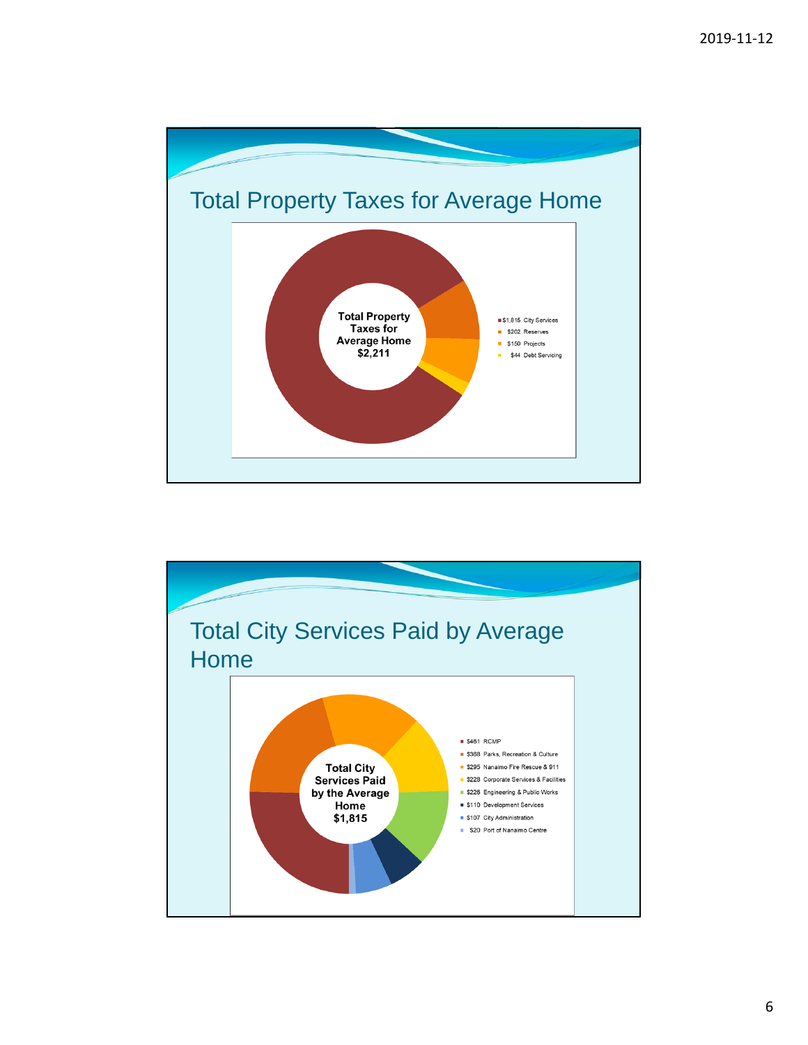## Total Property Taxes for Average Home

**Total Property Taxes for Average Home $2,211**

- $1,815 City Services
- $202 Reserves
- $150 Projects
- $44 Debt Servicing

## Total City Services Paid by Average Home

**Total City Services Paid by the Average Home $1,815**

- $461 RCMP
- $368 Parks, Recreation & Culture
- $295 Nanaimo Fire Rescue & 911
- $228 Corporate Services & Facilities
- $226 Engineering & Public Works
- $110 Development Services
- $107 City Administration
- $20 Port of Nanaimo Centre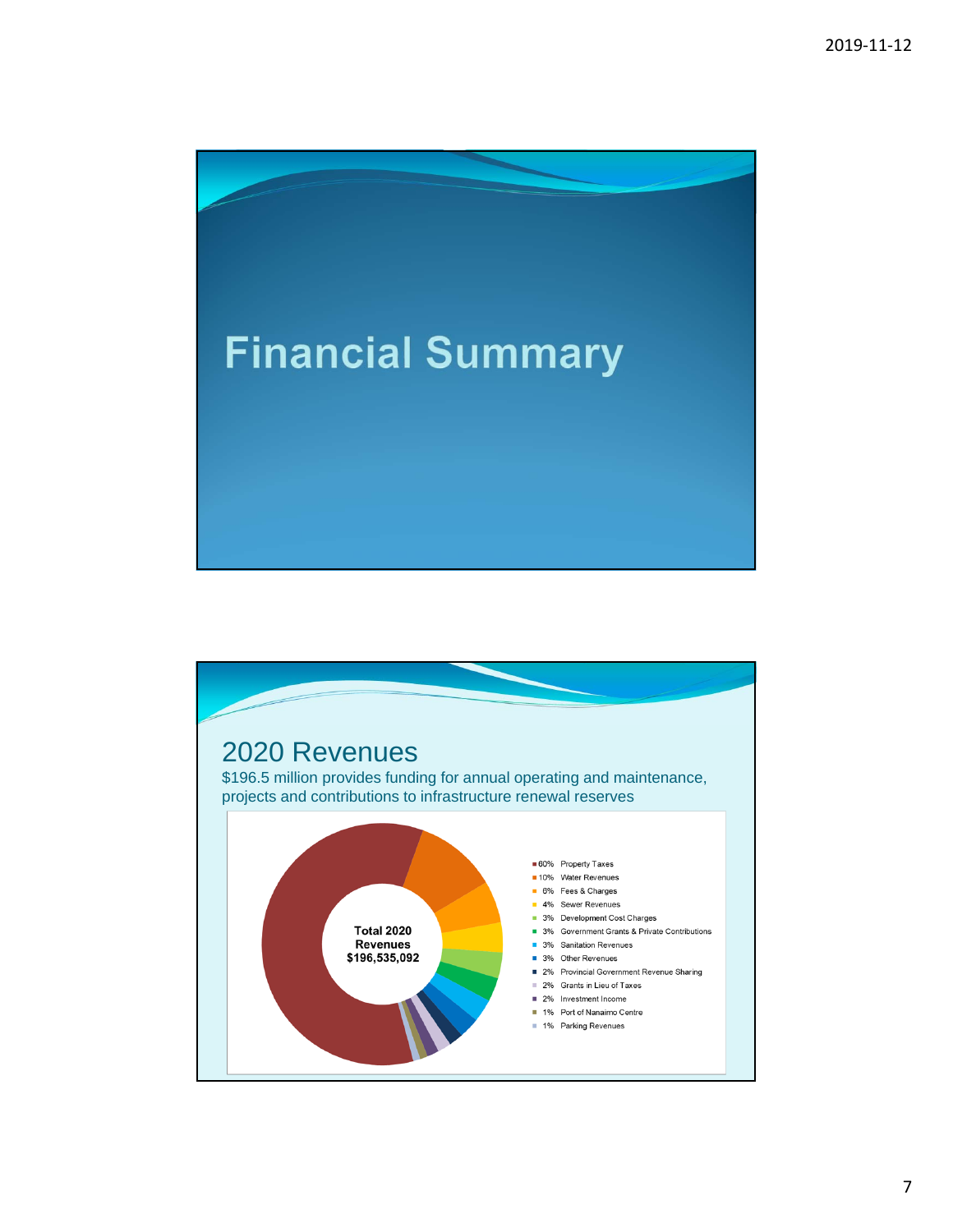# Financial Summary

## 2020 Revenues

$196.5 million provides funding for annual operating and maintenance, projects and contributions to infrastructure renewal reserves

**Total 2020 Revenues $196,535,092**

| Share | Revenue Source |
|---|---|
| 60% | Property Taxes |
| 10% | Water Revenues |
| 6% | Fees & Charges |
| 4% | Sewer Revenues |
| 3% | Development Cost Charges |
| 3% | Government Grants & Private Contributions |
| 3% | Sanitation Revenues |
| 3% | Other Revenues |
| 2% | Provincial Government Revenue Sharing |
| 2% | Grants in Lieu of Taxes |
| 2% | Investment Income |
| 1% | Port of Nanaimo Centre |
| 1% | Parking Revenues |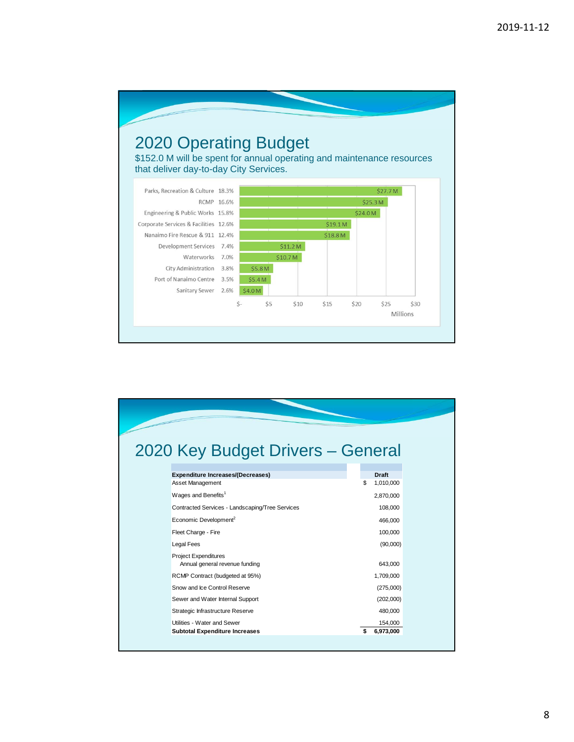# 2020 Operating Budget

$152.0 M will be spent for annual operating and maintenance resources that deliver day-to-day City Services.

| Service | % | Amount |
|---|---|---|
| Parks, Recreation & Culture | 18.3% | $27.7 M |
| RCMP | 16.6% | $25.3 M |
| Engineering & Public Works | 15.8% | $24.0 M |
| Corporate Services & Facilities | 12.6% | $19.1 M |
| Nanaimo Fire Rescue & 911 | 12.4% | $18.8 M |
| Development Services | 7.4% | $11.2 M |
| Waterworks | 7.0% | $10.7 M |
| City Administration | 3.8% | $5.8 M |
| Port of Nanaimo Centre | 3.5% | $5.4 M |
| Sanitary Sewer | 2.6% | $4.0 M |

# 2020 Key Budget Drivers – General

| Expenditure Increases/(Decreases) | Draft |
|---|---|
| Asset Management | $ 1,010,000 |
| Wages and Benefits[1] | 2,870,000 |
| Contracted Services - Landscaping/Tree Services | 108,000 |
| Economic Development[2] | 466,000 |
| Fleet Charge - Fire | 100,000 |
| Legal Fees | (90,000) |
| Project Expenditures | |
| Annual general revenue funding | 643,000 |
| RCMP Contract (budgeted at 95%) | 1,709,000 |
| Snow and Ice Control Reserve | (275,000) |
| Sewer and Water Internal Support | (202,000) |
| Strategic Infrastructure Reserve | 480,000 |
| Utilities - Water and Sewer | 154,000 |
| **Subtotal Expenditure Increases** | **$ 6,973,000** |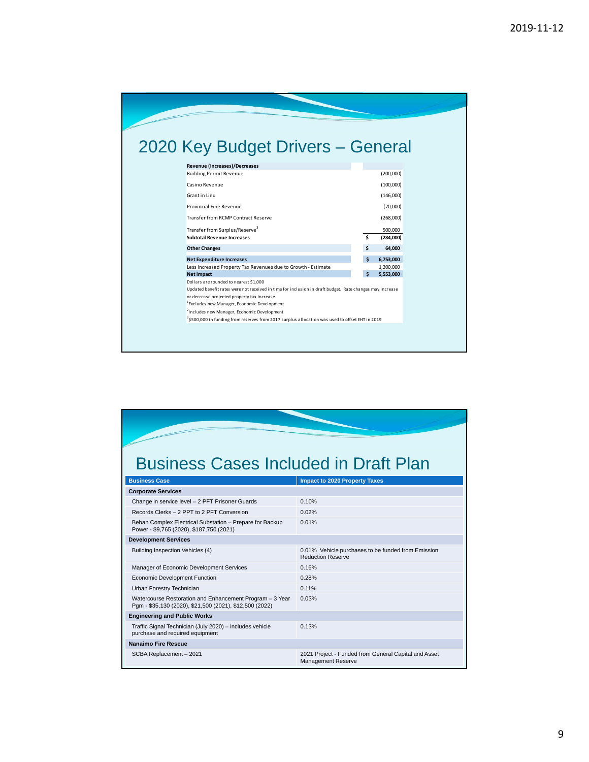## 2020 Key Budget Drivers – General

| Revenue (Increases)/Decreases | | |
|---|---|---|
| Building Permit Revenue | | (200,000) |
| Casino Revenue | | (100,000) |
| Grant in Lieu | | (146,000) |
| Provincial Fine Revenue | | (70,000) |
| Transfer from RCMP Contract Reserve | | (268,000) |
| Transfer from Surplus/Reserve[3] | | 500,000 |
| **Subtotal Revenue Increases** | **$** | **(284,000)** |
| **Other Changes** | **$** | **64,000** |
| **Net Expenditure Increases** | **$** | **6,753,000** |
| Less Increased Property Tax Revenues due to Growth - Estimate | | 1,200,000 |
| **Net Impact** | **$** | **5,553,000** |

Dollars are rounded to nearest $1,000

Updated benefit rates were not received in time for inclusion in draft budget. Rate changes may increase or decrease projected property tax increase.

[1]Excludes new Manager, Economic Development

[2]Includes new Manager, Economic Development

[3]$500,000 in funding from reserves from 2017 surplus allocation was used to offset EHT in 2019

## Business Cases Included in Draft Plan

| Business Case | Impact to 2020 Property Taxes |
|---|---|
| **Corporate Services** | |
| Change in service level – 2 PFT Prisoner Guards | 0.10% |
| Records Clerks – 2 PPT to 2 PFT Conversion | 0.02% |
| Beban Complex Electrical Substation – Prepare for Backup Power - $9,765 (2020), $187,750 (2021) | 0.01% |
| **Development Services** | |
| Building Inspection Vehicles (4) | 0.01% Vehicle purchases to be funded from Emission Reduction Reserve |
| Manager of Economic Development Services | 0.16% |
| Economic Development Function | 0.28% |
| Urban Forestry Technician | 0.11% |
| Watercourse Restoration and Enhancement Program – 3 Year Pgm - $35,130 (2020), $21,500 (2021), $12,500 (2022) | 0.03% |
| **Engineering and Public Works** | |
| Traffic Signal Technician (July 2020) – includes vehicle purchase and required equipment | 0.13% |
| **Nanaimo Fire Rescue** | |
| SCBA Replacement – 2021 | 2021 Project - Funded from General Capital and Asset Management Reserve |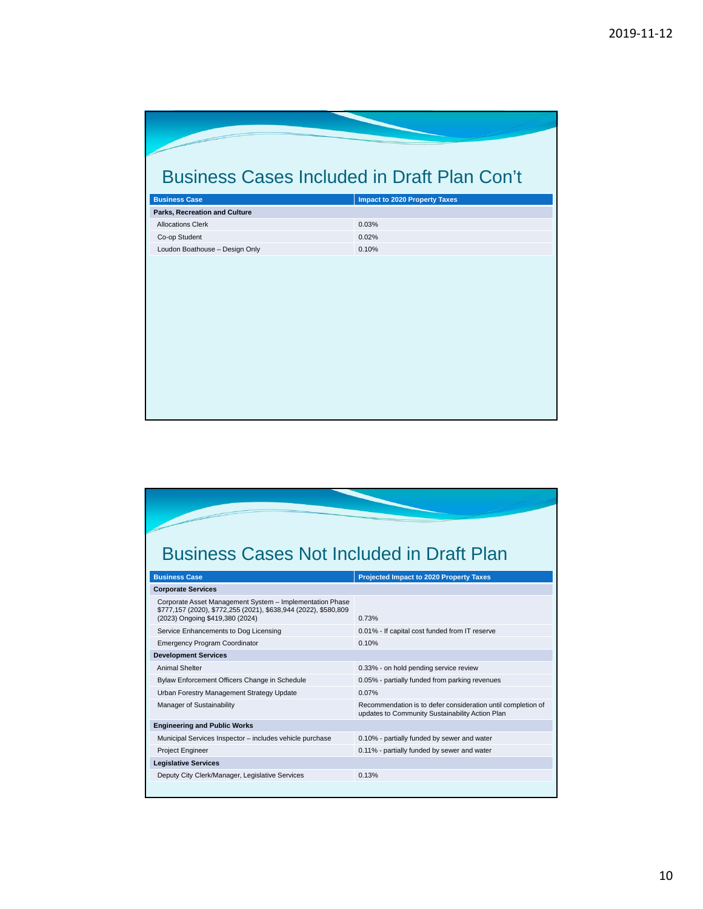## Business Cases Included in Draft Plan Con't

| Business Case | Impact to 2020 Property Taxes |
|---|---|
| **Parks, Recreation and Culture** | |
| Allocations Clerk | 0.03% |
| Co-op Student | 0.02% |
| Loudon Boathouse – Design Only | 0.10% |

## Business Cases Not Included in Draft Plan

| Business Case | Projected Impact to 2020 Property Taxes |
|---|---|
| **Corporate Services** | |
| Corporate Asset Management System – Implementation Phase $777,157 (2020), $772,255 (2021), $638,944 (2022), $580,809 (2023) Ongoing $419,380 (2024) | 0.73% |
| Service Enhancements to Dog Licensing | 0.01% - If capital cost funded from IT reserve |
| Emergency Program Coordinator | 0.10% |
| **Development Services** | |
| Animal Shelter | 0.33% - on hold pending service review |
| Bylaw Enforcement Officers Change in Schedule | 0.05% - partially funded from parking revenues |
| Urban Forestry Management Strategy Update | 0.07% |
| Manager of Sustainability | Recommendation is to defer consideration until completion of updates to Community Sustainability Action Plan |
| **Engineering and Public Works** | |
| Municipal Services Inspector – includes vehicle purchase | 0.10% - partially funded by sewer and water |
| Project Engineer | 0.11% - partially funded by sewer and water |
| **Legislative Services** | |
| Deputy City Clerk/Manager, Legislative Services | 0.13% |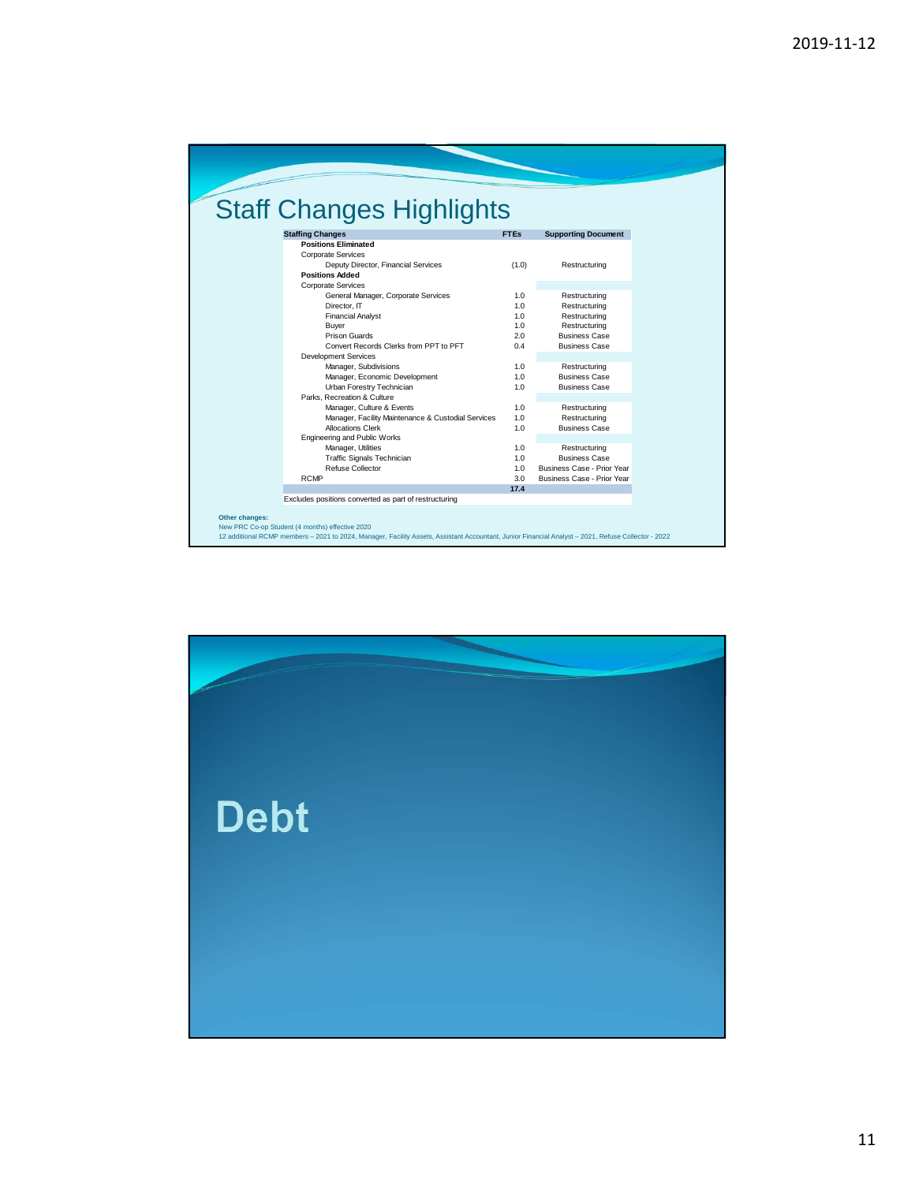## Staff Changes Highlights

| Staffing Changes | FTEs | Supporting Document |
|---|---|---|
| **Positions Eliminated** | | |
| Corporate Services | | |
| Deputy Director, Financial Services | (1.0) | Restructuring |
| **Positions Added** | | |
| Corporate Services | | |
| General Manager, Corporate Services | 1.0 | Restructuring |
| Director, IT | 1.0 | Restructuring |
| Financial Analyst | 1.0 | Restructuring |
| Buyer | 1.0 | Restructuring |
| Prison Guards | 2.0 | Business Case |
| Convert Records Clerks from PPT to PFT | 0.4 | Business Case |
| Development Services | | |
| Manager, Subdivisions | 1.0 | Restructuring |
| Manager, Economic Development | 1.0 | Business Case |
| Urban Forestry Technician | 1.0 | Business Case |
| Parks, Recreation & Culture | | |
| Manager, Culture & Events | 1.0 | Restructuring |
| Manager, Facility Maintenance & Custodial Services | 1.0 | Restructuring |
| Allocations Clerk | 1.0 | Business Case |
| Engineering and Public Works | | |
| Manager, Utilities | 1.0 | Restructuring |
| Traffic Signals Technician | 1.0 | Business Case |
| Refuse Collector | 1.0 | Business Case - Prior Year |
| RCMP | 3.0 | Business Case - Prior Year |
| | **17.4** | |

Excludes positions converted as part of restructuring

**Other changes:**
New PRC Co-op Student (4 months) effective 2020
12 additional RCMP members – 2021 to 2024, Manager, Facility Assets, Assistant Accountant, Junior Financial Analyst – 2021, Refuse Collector - 2022

# Debt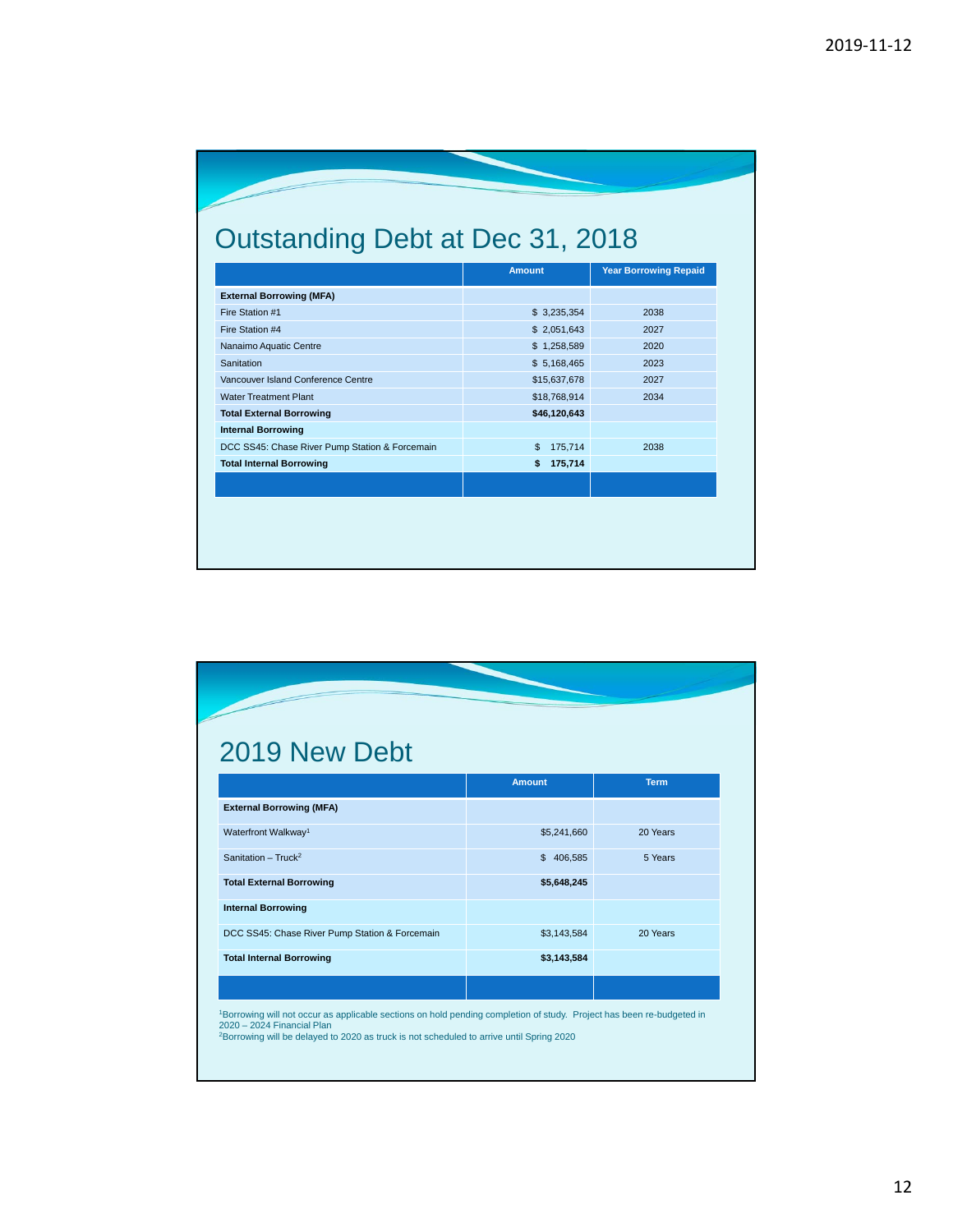## Outstanding Debt at Dec 31, 2018

| | Amount | Year Borrowing Repaid |
|---|---|---|
| **External Borrowing (MFA)** | | |
| Fire Station #1 | $ 3,235,354 | 2038 |
| Fire Station #4 | $ 2,051,643 | 2027 |
| Nanaimo Aquatic Centre | $ 1,258,589 | 2020 |
| Sanitation | $ 5,168,465 | 2023 |
| Vancouver Island Conference Centre | $15,637,678 | 2027 |
| Water Treatment Plant | $18,768,914 | 2034 |
| **Total External Borrowing** | **$46,120,643** | |
| **Internal Borrowing** | | |
| DCC SS45: Chase River Pump Station & Forcemain | $ 175,714 | 2038 |
| **Total Internal Borrowing** | **$ 175,714** | |

## 2019 New Debt

| | Amount | Term |
|---|---|---|
| **External Borrowing (MFA)** | | |
| Waterfront Walkway[1] | $5,241,660 | 20 Years |
| Sanitation – Truck[2] | $ 406,585 | 5 Years |
| **Total External Borrowing** | **$5,648,245** | |
| **Internal Borrowing** | | |
| DCC SS45: Chase River Pump Station & Forcemain | $3,143,584 | 20 Years |
| **Total Internal Borrowing** | **$3,143,584** | |

[1]Borrowing will not occur as applicable sections on hold pending completion of study. Project has been re-budgeted in 2020 – 2024 Financial Plan

[2]Borrowing will be delayed to 2020 as truck is not scheduled to arrive until Spring 2020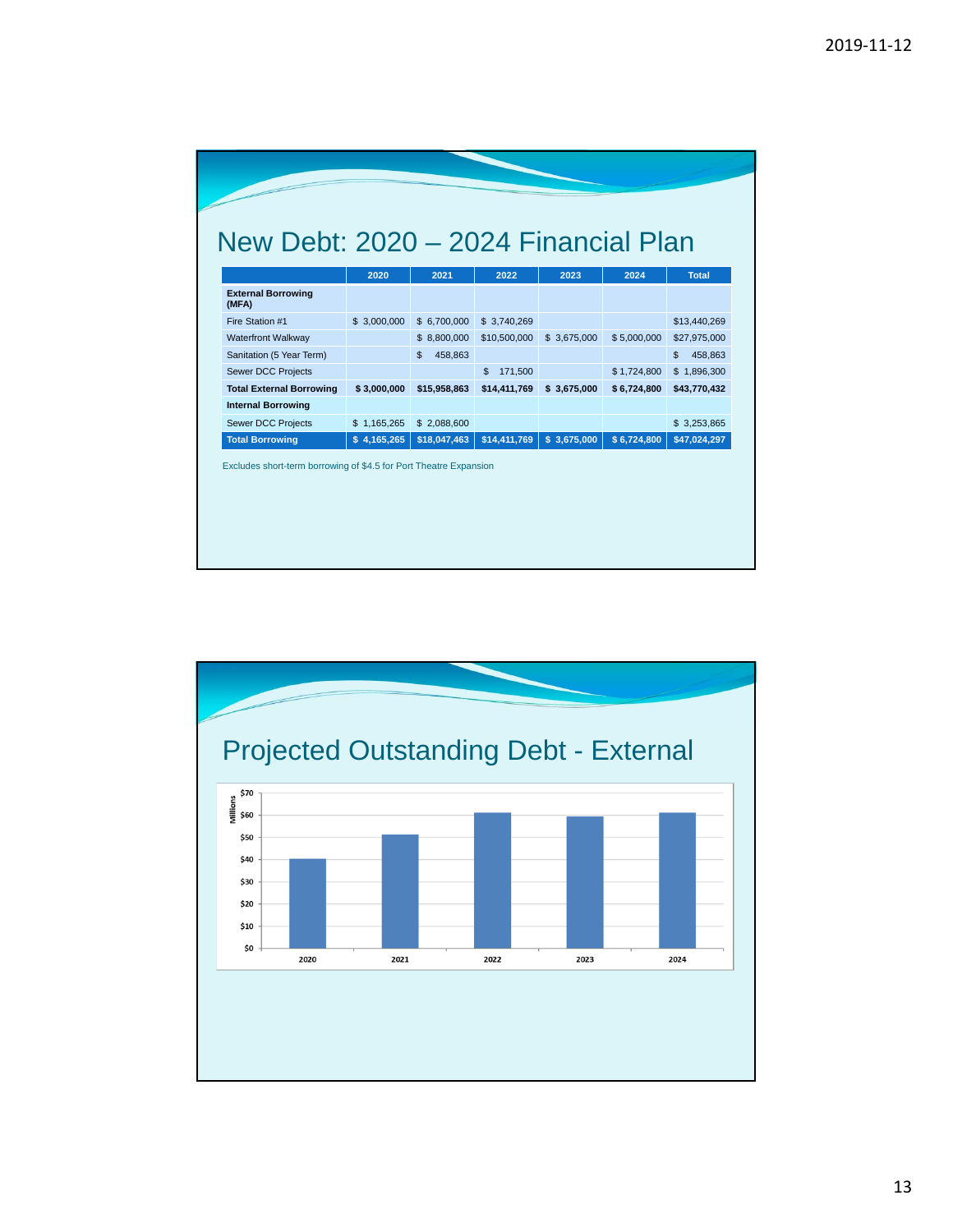# New Debt: 2020 – 2024 Financial Plan

| | 2020 | 2021 | 2022 | 2023 | 2024 | Total |
|---|---|---|---|---|---|---|
| **External Borrowing (MFA)** | | | | | | |
| Fire Station #1 | $ 3,000,000 | $ 6,700,000 | $ 3,740,269 | | | $13,440,269 |
| Waterfront Walkway | | $ 8,800,000 | $10,500,000 | $ 3,675,000 | $ 5,000,000 | $27,975,000 |
| Sanitation (5 Year Term) | | $ 458,863 | | | | $ 458,863 |
| Sewer DCC Projects | | | $ 171,500 | | $ 1,724,800 | $ 1,896,300 |
| **Total External Borrowing** | **$ 3,000,000** | **$15,958,863** | **$14,411,769** | **$ 3,675,000** | **$ 6,724,800** | **$43,770,432** |
| **Internal Borrowing** | | | | | | |
| Sewer DCC Projects | $ 1,165,265 | $ 2,088,600 | | | | $ 3,253,865 |
| **Total Borrowing** | **$ 4,165,265** | **$18,047,463** | **$14,411,769** | **$ 3,675,000** | **$ 6,724,800** | **$47,024,297** |

Excludes short-term borrowing of $4.5 for Port Theatre Expansion

# Projected Outstanding Debt - External

Millions

$70
$60
$50
$40
$30
$20
$10
$0

2020 2021 2022 2023 2024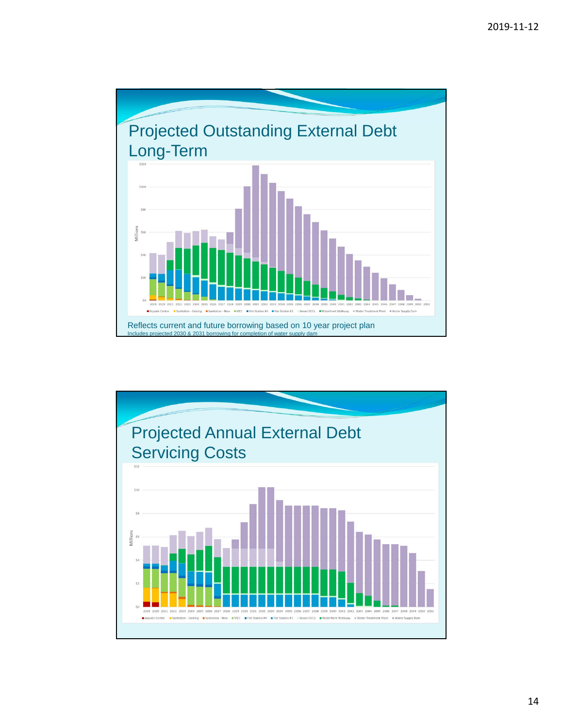## Projected Outstanding External Debt Long-Term

$120

$100

$80

$60

$40

$20

$0

Millions

2019 2020 2021 2022 2023 2024 2025 2026 2027 2028 2029 2030 2031 2032 2033 2034 2035 2036 2037 2038 2039 2040 2041 2042 2043 2044 2045 2046 2047 2048 2049 2050 2051

Aquatic Centre | Sanitation - Existing | Sanitation - New | VICC | Fire Station #4 | Fire Station #1 | Sewer DCCs | Waterfront Walkway | Water Treatment Plant | Water Supply Dam

Reflects current and future borrowing based on 10 year project plan

Includes projected 2030 & 2031 borrowing for completion of water supply dam

## Projected Annual External Debt Servicing Costs

$12

$10

$8

$6

$4

$2

$0

Millions

2019 2020 2021 2022 2023 2024 2025 2026 2027 2028 2029 2030 2031 2032 2033 2034 2035 2036 2037 2038 2039 2040 2041 2042 2043 2044 2045 2046 2047 2048 2049 2050 2051

Aquatic Centre | Sanitation - Existing | Sanitation - New | VICC | Fire Station #4 | Fire Station #1 | Sewer DCCs | Waterfront Walkway | Water Treatment Plant | Water Supply Dam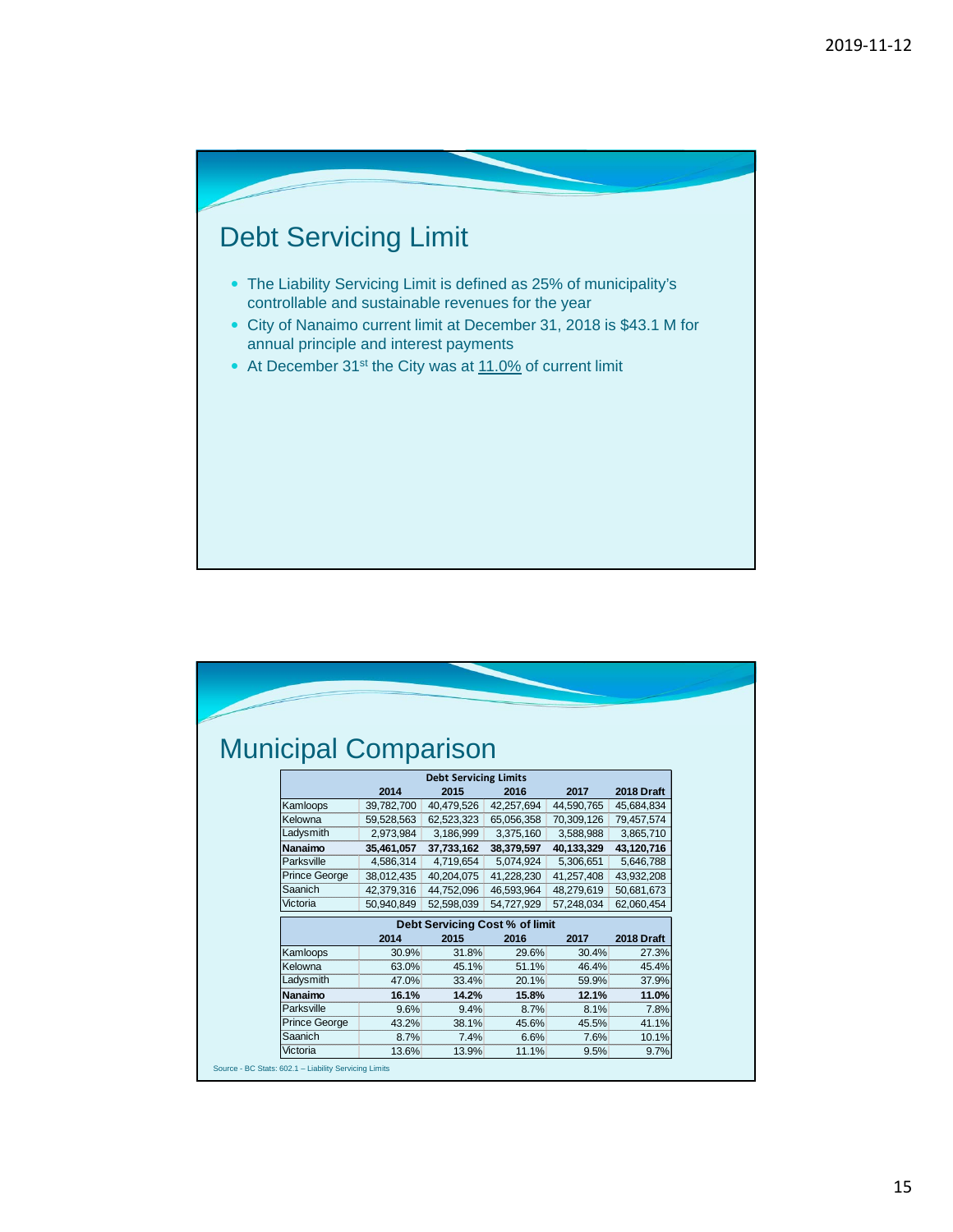## Debt Servicing Limit

- The Liability Servicing Limit is defined as 25% of municipality's controllable and sustainable revenues for the year
- City of Nanaimo current limit at December 31, 2018 is $43.1 M for annual principle and interest payments
- At December 31st the City was at 11.0% of current limit

## Municipal Comparison

| Debt Servicing Limits | | | | | |
|---|---|---|---|---|---|
| | 2014 | 2015 | 2016 | 2017 | 2018 Draft |
| Kamloops | 39,782,700 | 40,479,526 | 42,257,694 | 44,590,765 | 45,684,834 |
| Kelowna | 59,528,563 | 62,523,323 | 65,056,358 | 70,309,126 | 79,457,574 |
| Ladysmith | 2,973,984 | 3,186,999 | 3,375,160 | 3,588,988 | 3,865,710 |
| **Nanaimo** | **35,461,057** | **37,733,162** | **38,379,597** | **40,133,329** | **43,120,716** |
| Parksville | 4,586,314 | 4,719,654 | 5,074,924 | 5,306,651 | 5,646,788 |
| Prince George | 38,012,435 | 40,204,075 | 41,228,230 | 41,257,408 | 43,932,208 |
| Saanich | 42,379,316 | 44,752,096 | 46,593,964 | 48,279,619 | 50,681,673 |
| Victoria | 50,940,849 | 52,598,039 | 54,727,929 | 57,248,034 | 62,060,454 |

| Debt Servicing Cost % of limit | | | | | |
|---|---|---|---|---|---|
| | 2014 | 2015 | 2016 | 2017 | 2018 Draft |
| Kamloops | 30.9% | 31.8% | 29.6% | 30.4% | 27.3% |
| Kelowna | 63.0% | 45.1% | 51.1% | 46.4% | 45.4% |
| Ladysmith | 47.0% | 33.4% | 20.1% | 59.9% | 37.9% |
| **Nanaimo** | **16.1%** | **14.2%** | **15.8%** | **12.1%** | **11.0%** |
| Parksville | 9.6% | 9.4% | 8.7% | 8.1% | 7.8% |
| Prince George | 43.2% | 38.1% | 45.6% | 45.5% | 41.1% |
| Saanich | 8.7% | 7.4% | 6.6% | 7.6% | 10.1% |
| Victoria | 13.6% | 13.9% | 11.1% | 9.5% | 9.7% |

Source - BC Stats: 602.1 – Liability Servicing Limits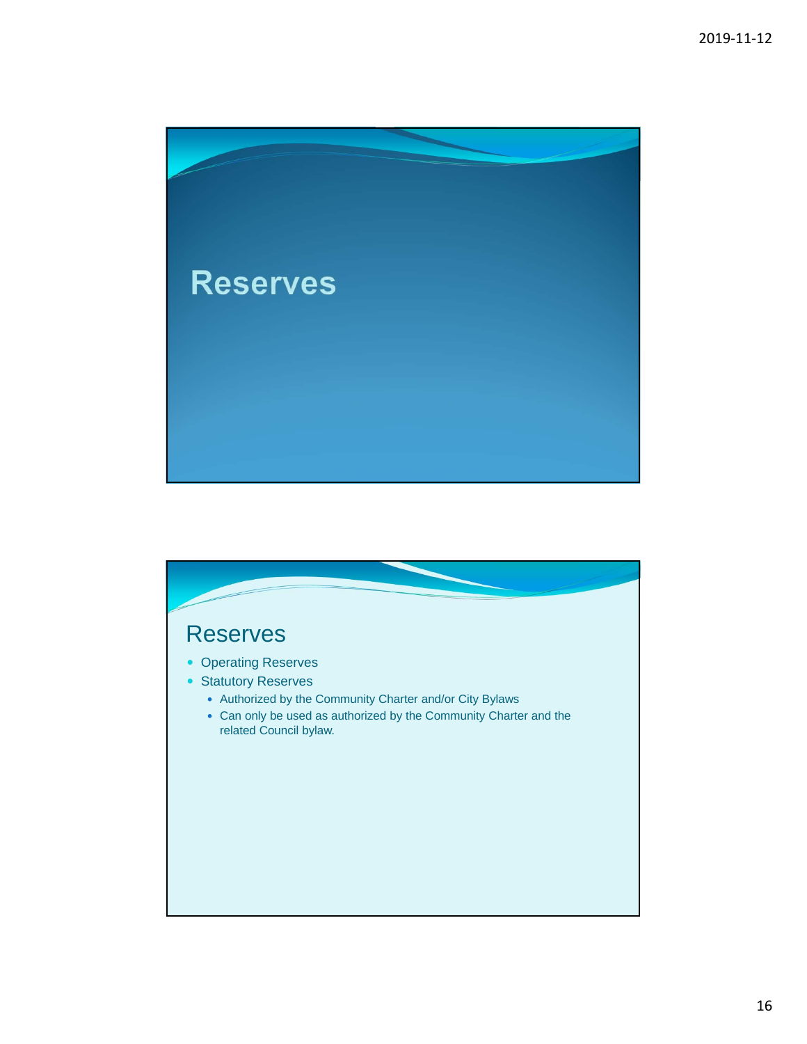# Reserves

## Reserves

- Operating Reserves
- Statutory Reserves
  - Authorized by the Community Charter and/or City Bylaws
  - Can only be used as authorized by the Community Charter and the related Council bylaw.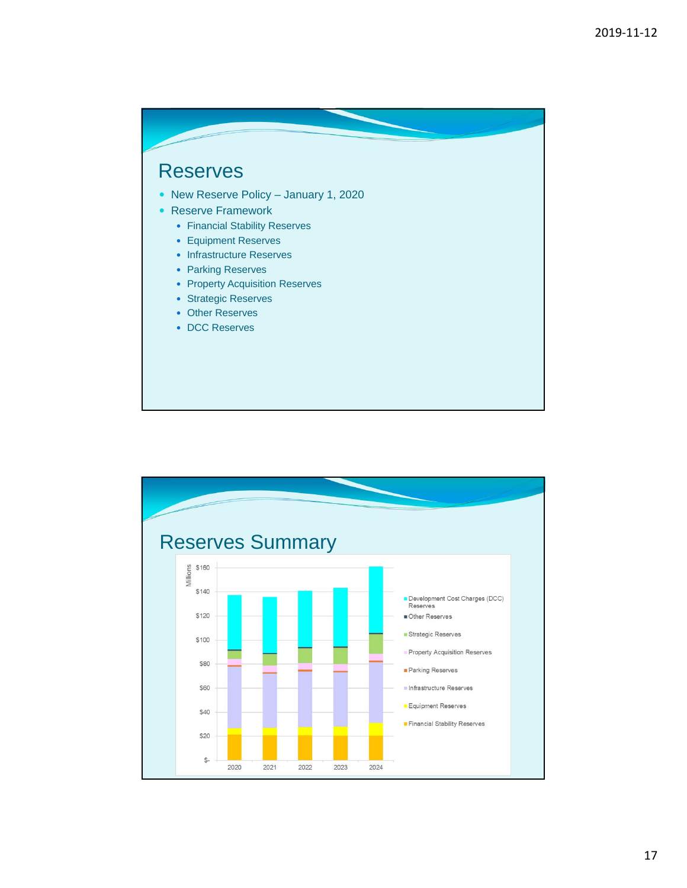# Reserves

- New Reserve Policy – January 1, 2020
- Reserve Framework
  - Financial Stability Reserves
  - Equipment Reserves
  - Infrastructure Reserves
  - Parking Reserves
  - Property Acquisition Reserves
  - Strategic Reserves
  - Other Reserves
  - DCC Reserves

# Reserves Summary

Millions

$160
$140
$120
$100
$80
$60
$40
$20
$-

2020 2021 2022 2023 2024

- Development Cost Charges (DCC) Reserves
- Other Reserves
- Strategic Reserves
- Property Acquisition Reserves
- Parking Reserves
- Infrastructure Reserves
- Equipment Reserves
- Financial Stability Reserves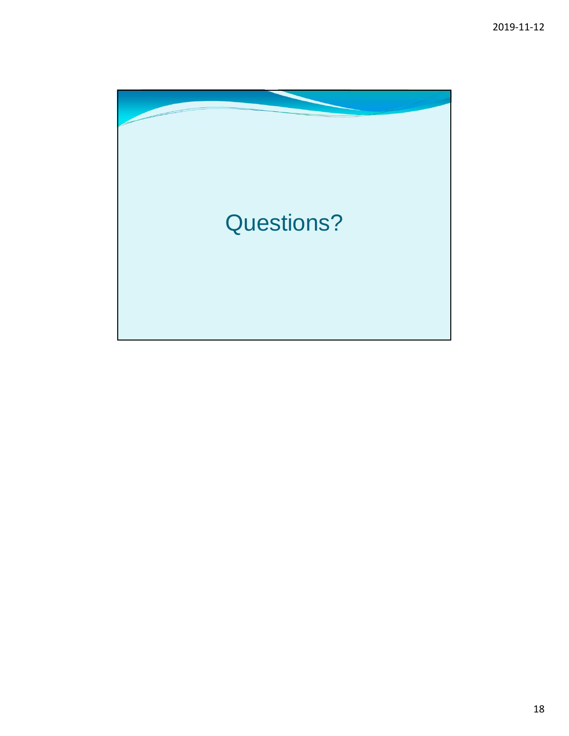Questions?